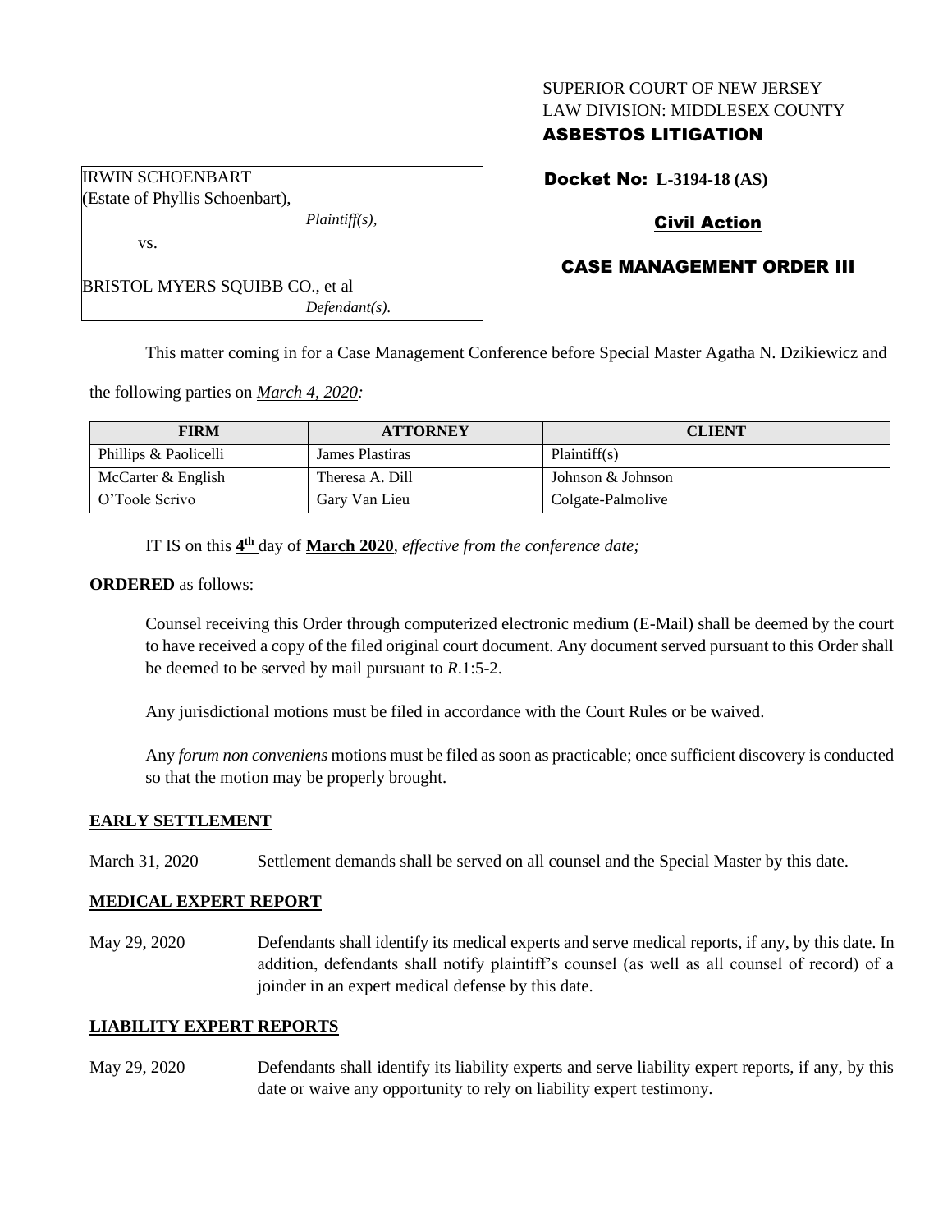SUPERIOR COURT OF NEW JERSEY
LAW DIVISION: MIDDLESEX COUNTY
**ASBESTOS LITIGATION**

IRWIN SCHOENBART
(Estate of Phyllis Schoenbart),
*Plaintiff(s),*

vs.

BRISTOL MYERS SQUIBB CO., et al
*Defendant(s).*

**Docket No: L-3194-18 (AS)**

**Civil Action**

**CASE MANAGEMENT ORDER III**

This matter coming in for a Case Management Conference before Special Master Agatha N. Dzikiewicz and the following parties on *March 4, 2020:*

| FIRM | ATTORNEY | CLIENT |
|---|---|---|
| Phillips & Paolicelli | James Plastiras | Plaintiff(s) |
| McCarter & English | Theresa A. Dill | Johnson & Johnson |
| O'Toole Scrivo | Gary Van Lieu | Colgate-Palmolive |

IT IS on this **4th** day of **March 2020**, *effective from the conference date;*

**ORDERED** as follows:

Counsel receiving this Order through computerized electronic medium (E-Mail) shall be deemed by the court to have received a copy of the filed original court document. Any document served pursuant to this Order shall be deemed to be served by mail pursuant to *R*.1:5-2.

Any jurisdictional motions must be filed in accordance with the Court Rules or be waived.

Any *forum non conveniens* motions must be filed as soon as practicable; once sufficient discovery is conducted so that the motion may be properly brought.

**EARLY SETTLEMENT**

March 31, 2020 Settlement demands shall be served on all counsel and the Special Master by this date.

**MEDICAL EXPERT REPORT**

May 29, 2020 Defendants shall identify its medical experts and serve medical reports, if any, by this date. In addition, defendants shall notify plaintiff's counsel (as well as all counsel of record) of a joinder in an expert medical defense by this date.

**LIABILITY EXPERT REPORTS**

May 29, 2020 Defendants shall identify its liability experts and serve liability expert reports, if any, by this date or waive any opportunity to rely on liability expert testimony.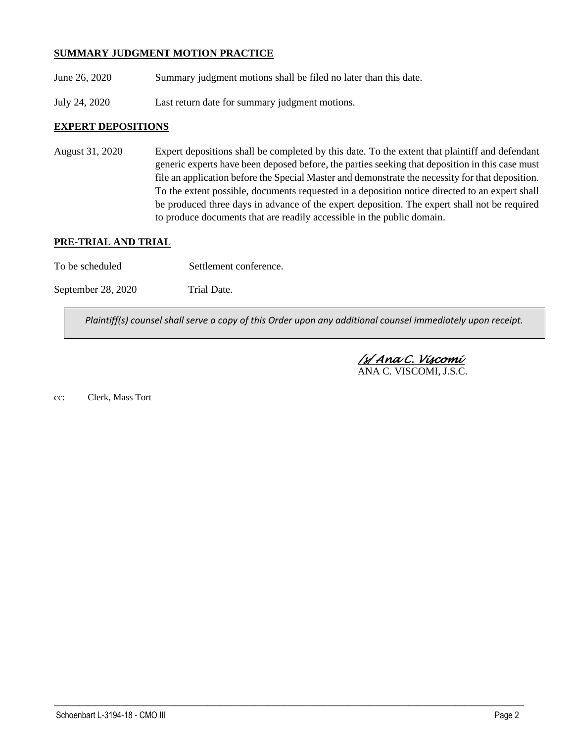**SUMMARY JUDGMENT MOTION PRACTICE**

| | |
|---|---|
| June 26, 2020 | Summary judgment motions shall be filed no later than this date. |
| July 24, 2020 | Last return date for summary judgment motions. |

**EXPERT DEPOSITIONS**

| | |
|---|---|
| August 31, 2020 | Expert depositions shall be completed by this date. To the extent that plaintiff and defendant generic experts have been deposed before, the parties seeking that deposition in this case must file an application before the Special Master and demonstrate the necessity for that deposition. To the extent possible, documents requested in a deposition notice directed to an expert shall be produced three days in advance of the expert deposition. The expert shall not be required to produce documents that are readily accessible in the public domain. |

**PRE-TRIAL AND TRIAL**

| | |
|---|---|
| To be scheduled | Settlement conference. |
| September 28, 2020 | Trial Date. |

*Plaintiff(s) counsel shall serve a copy of this Order upon any additional counsel immediately upon receipt.*

/s/ Ana C. Viscomi
ANA C. VISCOMI, J.S.C.

cc: Clerk, Mass Tort

Schoenbart L-3194-18 - CMO III